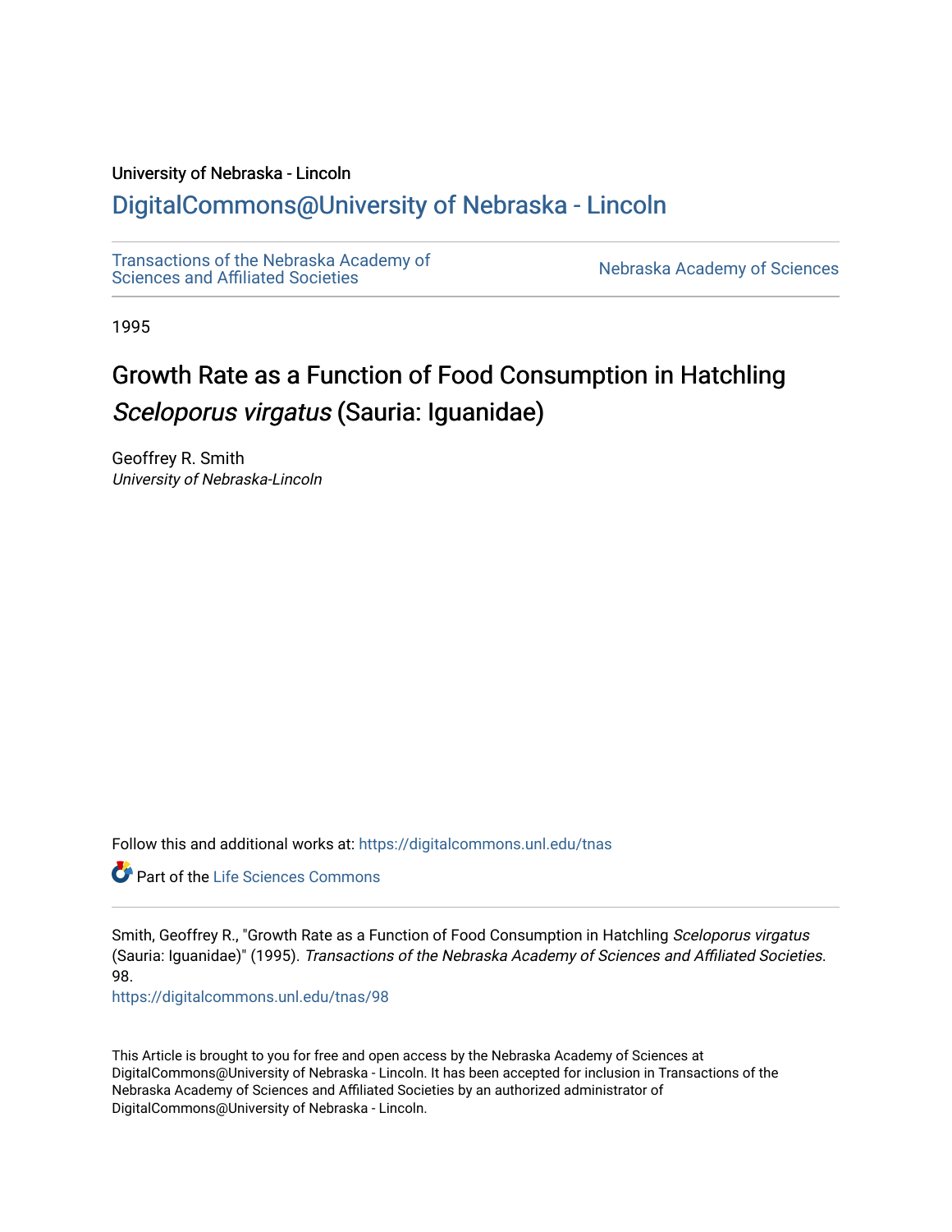University of Nebraska - Lincoln

## DigitalCommons@University of Nebraska - Lincoln

Transactions of the Nebraska Academy of Sciences and Affiliated Societies

Nebraska Academy of Sciences

1995

# Growth Rate as a Function of Food Consumption in Hatchling *Sceloporus virgatus* (Sauria: Iguanidae)

Geoffrey R. Smith
*University of Nebraska-Lincoln*

Follow this and additional works at: https://digitalcommons.unl.edu/tnas

Part of the Life Sciences Commons

Smith, Geoffrey R., "Growth Rate as a Function of Food Consumption in Hatchling *Sceloporus virgatus* (Sauria: Iguanidae)" (1995). *Transactions of the Nebraska Academy of Sciences and Affiliated Societies*. 98.
https://digitalcommons.unl.edu/tnas/98

This Article is brought to you for free and open access by the Nebraska Academy of Sciences at DigitalCommons@University of Nebraska - Lincoln. It has been accepted for inclusion in Transactions of the Nebraska Academy of Sciences and Affiliated Societies by an authorized administrator of DigitalCommons@University of Nebraska - Lincoln.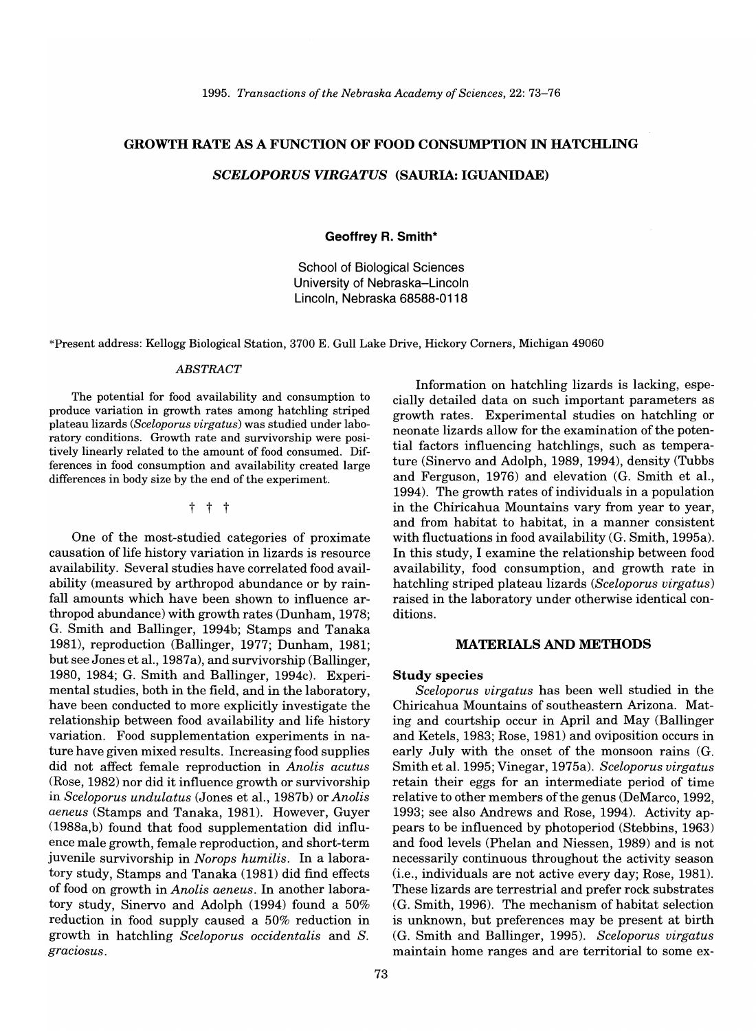# GROWTH RATE AS A FUNCTION OF FOOD CONSUMPTION IN HATCHLING *SCELOPORUS VIRGATUS* (SAURIA: IGUANIDAE)

**Geoffrey R. Smith***

School of Biological Sciences
University of Nebraska–Lincoln
Lincoln, Nebraska 68588-0118

*Present address: Kellogg Biological Station, 3700 E. Gull Lake Drive, Hickory Corners, Michigan 49060

## *ABSTRACT*

The potential for food availability and consumption to produce variation in growth rates among hatchling striped plateau lizards (*Sceloporus virgatus*) was studied under laboratory conditions. Growth rate and survivorship were positively linearly related to the amount of food consumed. Differences in food consumption and availability created large differences in body size by the end of the experiment.

† † †

One of the most-studied categories of proximate causation of life history variation in lizards is resource availability. Several studies have correlated food availability (measured by arthropod abundance or by rainfall amounts which have been shown to influence arthropod abundance) with growth rates (Dunham, 1978; G. Smith and Ballinger, 1994b; Stamps and Tanaka 1981), reproduction (Ballinger, 1977; Dunham, 1981; but see Jones et al., 1987a), and survivorship (Ballinger, 1980, 1984; G. Smith and Ballinger, 1994c). Experimental studies, both in the field, and in the laboratory, have been conducted to more explicitly investigate the relationship between food availability and life history variation. Food supplementation experiments in nature have given mixed results. Increasing food supplies did not affect female reproduction in *Anolis acutus* (Rose, 1982) nor did it influence growth or survivorship in *Sceloporus undulatus* (Jones et al., 1987b) or *Anolis aeneus* (Stamps and Tanaka, 1981). However, Guyer (1988a,b) found that food supplementation did influence male growth, female reproduction, and short-term juvenile survivorship in *Norops humilis*. In a laboratory study, Stamps and Tanaka (1981) did find effects of food on growth in *Anolis aeneus*. In another laboratory study, Sinervo and Adolph (1994) found a 50% reduction in food supply caused a 50% reduction in growth in hatchling *Sceloporus occidentalis* and *S. graciosus*.

Information on hatchling lizards is lacking, especially detailed data on such important parameters as growth rates. Experimental studies on hatchling or neonate lizards allow for the examination of the potential factors influencing hatchlings, such as temperature (Sinervo and Adolph, 1989, 1994), density (Tubbs and Ferguson, 1976) and elevation (G. Smith et al., 1994). The growth rates of individuals in a population in the Chiricahua Mountains vary from year to year, and from habitat to habitat, in a manner consistent with fluctuations in food availability (G. Smith, 1995a). In this study, I examine the relationship between food availability, food consumption, and growth rate in hatchling striped plateau lizards (*Sceloporus virgatus*) raised in the laboratory under otherwise identical conditions.

## MATERIALS AND METHODS

### Study species

*Sceloporus virgatus* has been well studied in the Chiricahua Mountains of southeastern Arizona. Mating and courtship occur in April and May (Ballinger and Ketels, 1983; Rose, 1981) and oviposition occurs in early July with the onset of the monsoon rains (G. Smith et al. 1995; Vinegar, 1975a). *Sceloporus virgatus* retain their eggs for an intermediate period of time relative to other members of the genus (DeMarco, 1992, 1993; see also Andrews and Rose, 1994). Activity appears to be influenced by photoperiod (Stebbins, 1963) and food levels (Phelan and Niessen, 1989) and is not necessarily continuous throughout the activity season (i.e., individuals are not active every day; Rose, 1981). These lizards are terrestrial and prefer rock substrates (G. Smith, 1996). The mechanism of habitat selection is unknown, but preferences may be present at birth (G. Smith and Ballinger, 1995). *Sceloporus virgatus* maintain home ranges and are territorial to some ex-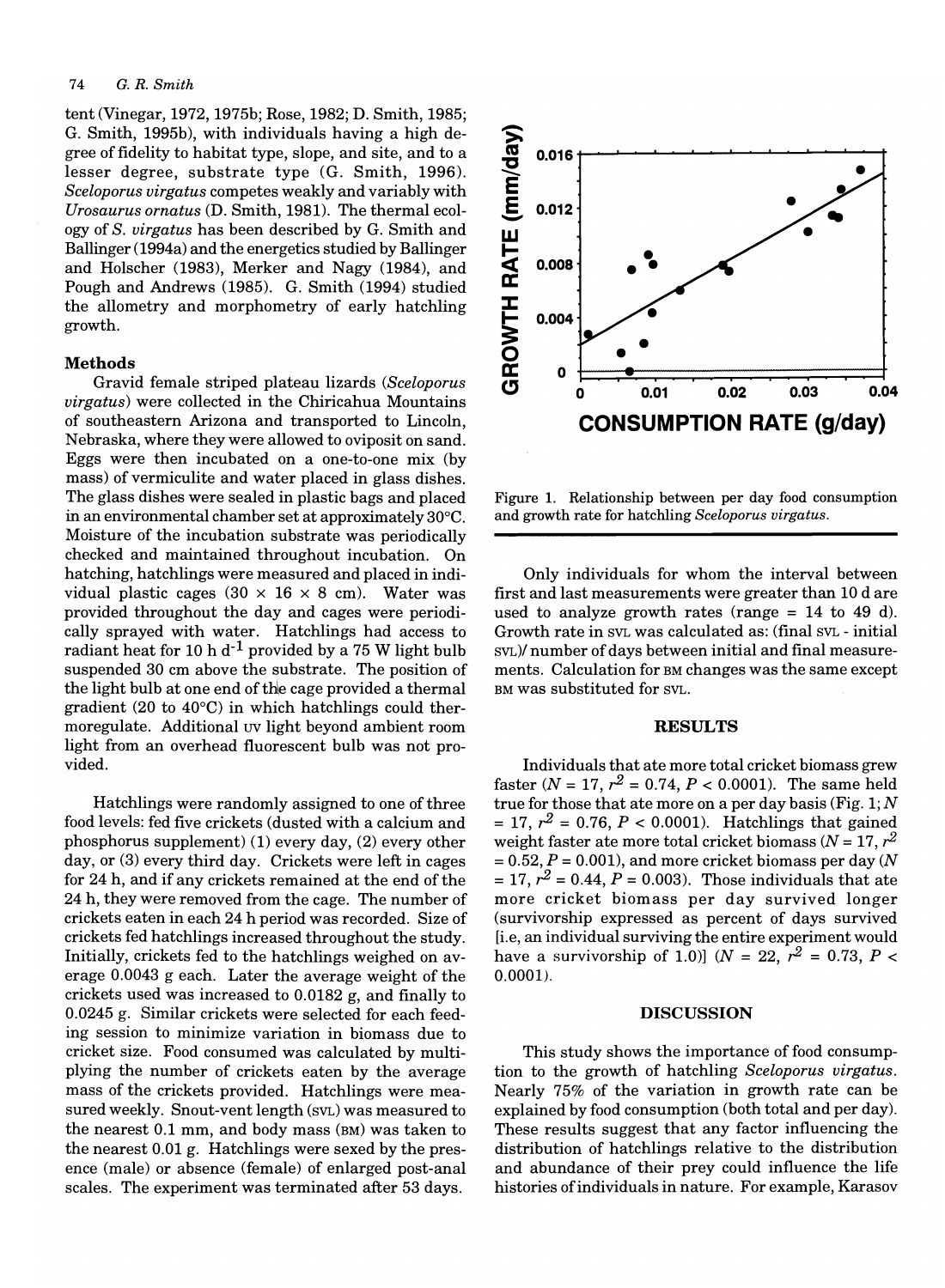tent (Vinegar, 1972, 1975b; Rose, 1982; D. Smith, 1985; G. Smith, 1995b), with individuals having a high degree of fidelity to habitat type, slope, and site, and to a lesser degree, substrate type (G. Smith, 1996). *Sceloporus virgatus* competes weakly and variably with *Urosaurus ornatus* (D. Smith, 1981). The thermal ecology of *S. virgatus* has been described by G. Smith and Ballinger (1994a) and the energetics studied by Ballinger and Holscher (1983), Merker and Nagy (1984), and Pough and Andrews (1985). G. Smith (1994) studied the allometry and morphometry of early hatchling growth.

### Methods

Gravid female striped plateau lizards (*Sceloporus virgatus*) were collected in the Chiricahua Mountains of southeastern Arizona and transported to Lincoln, Nebraska, where they were allowed to oviposit on sand. Eggs were then incubated on a one-to-one mix (by mass) of vermiculite and water placed in glass dishes. The glass dishes were sealed in plastic bags and placed in an environmental chamber set at approximately 30°C. Moisture of the incubation substrate was periodically checked and maintained throughout incubation. On hatching, hatchlings were measured and placed in individual plastic cages (30 × 16 × 8 cm). Water was provided throughout the day and cages were periodically sprayed with water. Hatchlings had access to radiant heat for 10 h $d^{-1}$ provided by a 75 W light bulb suspended 30 cm above the substrate. The position of the light bulb at one end of the cage provided a thermal gradient (20 to 40°C) in which hatchlings could thermoregulate. Additional UV light beyond ambient room light from an overhead fluorescent bulb was not provided.

Hatchlings were randomly assigned to one of three food levels: fed five crickets (dusted with a calcium and phosphorus supplement) (1) every day, (2) every other day, or (3) every third day. Crickets were left in cages for 24 h, and if any crickets remained at the end of the 24 h, they were removed from the cage. The number of crickets eaten in each 24 h period was recorded. Size of crickets fed hatchlings increased throughout the study. Initially, crickets fed to the hatchlings weighed on average 0.0043 g each. Later the average weight of the crickets used was increased to 0.0182 g, and finally to 0.0245 g. Similar crickets were selected for each feeding session to minimize variation in biomass due to cricket size. Food consumed was calculated by multiplying the number of crickets eaten by the average mass of the crickets provided. Hatchlings were measured weekly. Snout-vent length (SVL) was measured to the nearest 0.1 mm, and body mass (BM) was taken to the nearest 0.01 g. Hatchlings were sexed by the presence (male) or absence (female) of enlarged post-anal scales. The experiment was terminated after 53 days.

Figure 1. Relationship between per day food consumption and growth rate for hatchling *Sceloporus virgatus*.

Only individuals for whom the interval between first and last measurements were greater than 10 d are used to analyze growth rates (range = 14 to 49 d). Growth rate in SVL was calculated as: (final SVL - initial SVL)/ number of days between initial and final measurements. Calculation for BM changes was the same except BM was substituted for SVL.

## RESULTS

Individuals that ate more total cricket biomass grew faster ($N = 17$, $r^2 = 0.74$, $P < 0.0001$). The same held true for those that ate more on a per day basis (Fig. 1; $N = 17$, $r^2 = 0.76$, $P < 0.0001$). Hatchlings that gained weight faster ate more total cricket biomass ($N = 17$, $r^2 = 0.52$, $P = 0.001$), and more cricket biomass per day ($N = 17$, $r^2 = 0.44$, $P = 0.003$). Those individuals that ate more cricket biomass per day survived longer (survivorship expressed as percent of days survived [i.e, an individual surviving the entire experiment would have a survivorship of 1.0)] ($N = 22$, $r^2 = 0.73$, $P < 0.0001$).

## DISCUSSION

This study shows the importance of food consumption to the growth of hatchling *Sceloporus virgatus*. Nearly 75% of the variation in growth rate can be explained by food consumption (both total and per day). These results suggest that any factor influencing the distribution of hatchlings relative to the distribution and abundance of their prey could influence the life histories of individuals in nature. For example, Karasov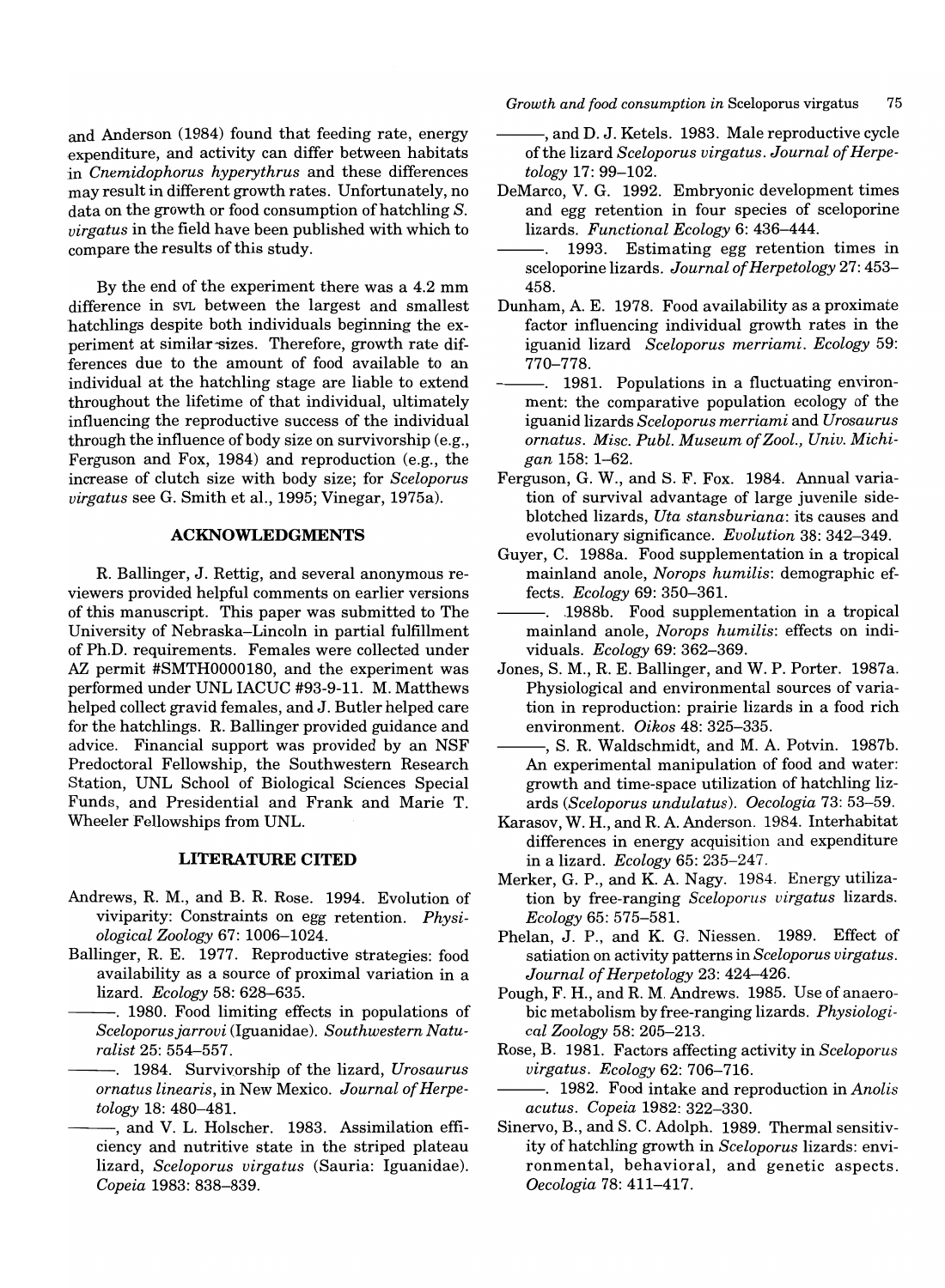and Anderson (1984) found that feeding rate, energy expenditure, and activity can differ between habitats in *Cnemidophorus hyperythrus* and these differences may result in different growth rates. Unfortunately, no data on the growth or food consumption of hatchling *S. virgatus* in the field have been published with which to compare the results of this study.

By the end of the experiment there was a 4.2 mm difference in SVL between the largest and smallest hatchlings despite both individuals beginning the experiment at similar sizes. Therefore, growth rate differences due to the amount of food available to an individual at the hatchling stage are liable to extend throughout the lifetime of that individual, ultimately influencing the reproductive success of the individual through the influence of body size on survivorship (e.g., Ferguson and Fox, 1984) and reproduction (e.g., the increase of clutch size with body size; for *Sceloporus virgatus* see G. Smith et al., 1995; Vinegar, 1975a).

## ACKNOWLEDGMENTS

R. Ballinger, J. Rettig, and several anonymous reviewers provided helpful comments on earlier versions of this manuscript. This paper was submitted to The University of Nebraska–Lincoln in partial fulfillment of Ph.D. requirements. Females were collected under AZ permit #SMTH0000180, and the experiment was performed under UNL IACUC #93-9-11. M. Matthews helped collect gravid females, and J. Butler helped care for the hatchlings. R. Ballinger provided guidance and advice. Financial support was provided by an NSF Predoctoral Fellowship, the Southwestern Research Station, UNL School of Biological Sciences Special Funds, and Presidential and Frank and Marie T. Wheeler Fellowships from UNL.

## LITERATURE CITED

Andrews, R. M., and B. R. Rose. 1994. Evolution of viviparity: Constraints on egg retention. *Physiological Zoology* 67: 1006–1024.

Ballinger, R. E. 1977. Reproductive strategies: food availability as a source of proximal variation in a lizard. *Ecology* 58: 628–635.

———. 1980. Food limiting effects in populations of *Sceloporus jarrovi* (Iguanidae). *Southwestern Naturalist* 25: 554–557.

———. 1984. Survivorship of the lizard, *Urosaurus ornatus linearis*, in New Mexico. *Journal of Herpetology* 18: 480–481.

———, and V. L. Holscher. 1983. Assimilation efficiency and nutritive state in the striped plateau lizard, *Sceloporus virgatus* (Sauria: Iguanidae). *Copeia* 1983: 838–839.

———, and D. J. Ketels. 1983. Male reproductive cycle of the lizard *Sceloporus virgatus*. *Journal of Herpetology* 17: 99–102.

DeMarco, V. G. 1992. Embryonic development times and egg retention in four species of sceloporine lizards. *Functional Ecology* 6: 436–444.

———. 1993. Estimating egg retention times in sceloporine lizards. *Journal of Herpetology* 27: 453–458.

Dunham, A. E. 1978. Food availability as a proximate factor influencing individual growth rates in the iguanid lizard *Sceloporus merriami*. *Ecology* 59: 770–778.

———. 1981. Populations in a fluctuating environment: the comparative population ecology of the iguanid lizards *Sceloporus merriami* and *Urosaurus ornatus*. *Misc. Publ. Museum of Zool., Univ. Michigan* 158: 1–62.

Ferguson, G. W., and S. F. Fox. 1984. Annual variation of survival advantage of large juvenile side-blotched lizards, *Uta stansburiana*: its causes and evolutionary significance. *Evolution* 38: 342–349.

Guyer, C. 1988a. Food supplementation in a tropical mainland anole, *Norops humilis*: demographic effects. *Ecology* 69: 350–361.

———. 1988b. Food supplementation in a tropical mainland anole, *Norops humilis*: effects on individuals. *Ecology* 69: 362–369.

Jones, S. M., R. E. Ballinger, and W. P. Porter. 1987a. Physiological and environmental sources of variation in reproduction: prairie lizards in a food rich environment. *Oikos* 48: 325–335.

———, S. R. Waldschmidt, and M. A. Potvin. 1987b. An experimental manipulation of food and water: growth and time-space utilization of hatchling lizards (*Sceloporus undulatus*). *Oecologia* 73: 53–59.

Karasov, W. H., and R. A. Anderson. 1984. Interhabitat differences in energy acquisition and expenditure in a lizard. *Ecology* 65: 235–247.

Merker, G. P., and K. A. Nagy. 1984. Energy utilization by free-ranging *Sceloporus virgatus* lizards. *Ecology* 65: 575–581.

Phelan, J. P., and K. G. Niessen. 1989. Effect of satiation on activity patterns in *Sceloporus virgatus*. *Journal of Herpetology* 23: 424–426.

Pough, F. H., and R. M. Andrews. 1985. Use of anaerobic metabolism by free-ranging lizards. *Physiological Zoology* 58: 205–213.

Rose, B. 1981. Factors affecting activity in *Sceloporus virgatus*. *Ecology* 62: 706–716.

———. 1982. Food intake and reproduction in *Anolis acutus*. *Copeia* 1982: 322–330.

Sinervo, B., and S. C. Adolph. 1989. Thermal sensitivity of hatchling growth in *Sceloporus* lizards: environmental, behavioral, and genetic aspects. *Oecologia* 78: 411–417.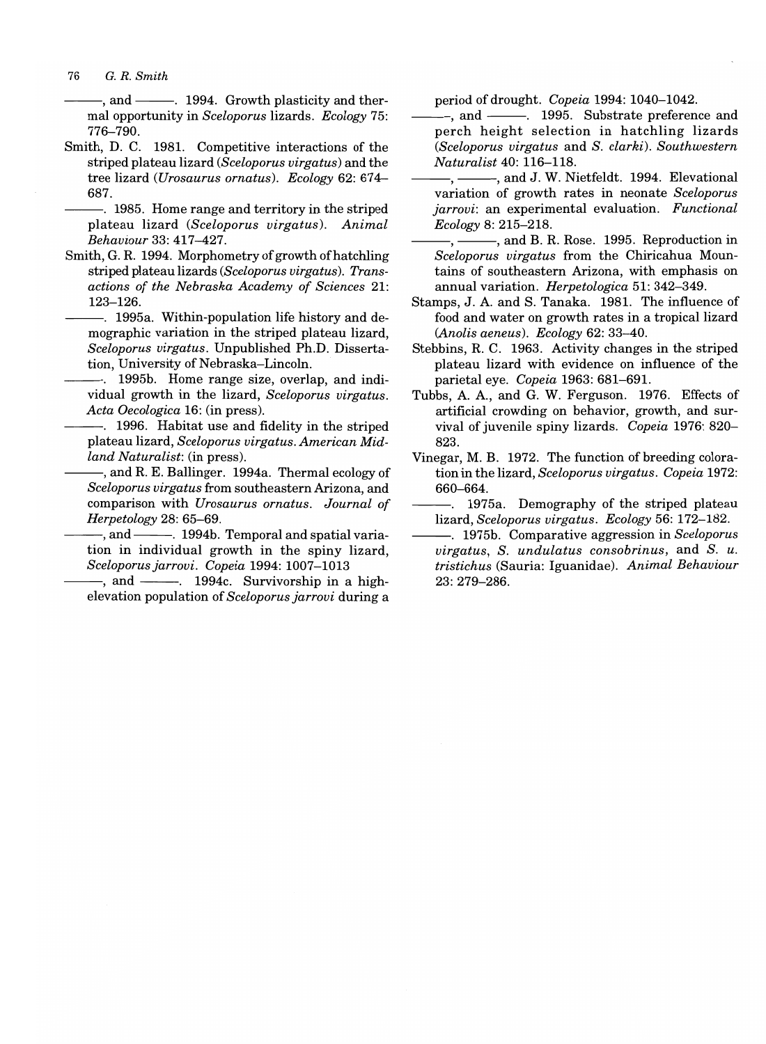———, and ———. 1994. Growth plasticity and thermal opportunity in *Sceloporus* lizards. *Ecology* 75: 776–790.

Smith, D. C. 1981. Competitive interactions of the striped plateau lizard (*Sceloporus virgatus*) and the tree lizard (*Urosaurus ornatus*). *Ecology* 62: 674–687.

———. 1985. Home range and territory in the striped plateau lizard (*Sceloporus virgatus*). *Animal Behaviour* 33: 417–427.

Smith, G. R. 1994. Morphometry of growth of hatchling striped plateau lizards (*Sceloporus virgatus*). *Transactions of the Nebraska Academy of Sciences* 21: 123–126.

———. 1995a. Within-population life history and demographic variation in the striped plateau lizard, *Sceloporus virgatus*. Unpublished Ph.D. Dissertation, University of Nebraska–Lincoln.

———. 1995b. Home range size, overlap, and individual growth in the lizard, *Sceloporus virgatus*. *Acta Oecologica* 16: (in press).

———. 1996. Habitat use and fidelity in the striped plateau lizard, *Sceloporus virgatus*. *American Midland Naturalist*: (in press).

———, and R. E. Ballinger. 1994a. Thermal ecology of *Sceloporus virgatus* from southeastern Arizona, and comparison with *Urosaurus ornatus*. *Journal of Herpetology* 28: 65–69.

———, and ———. 1994b. Temporal and spatial variation in individual growth in the spiny lizard, *Sceloporus jarrovi*. *Copeia* 1994: 1007–1013

———, and ———. 1994c. Survivorship in a high-elevation population of *Sceloporus jarrovi* during a period of drought. *Copeia* 1994: 1040–1042.

———, and ———. 1995. Substrate preference and perch height selection in hatchling lizards (*Sceloporus virgatus* and *S. clarki*). *Southwestern Naturalist* 40: 116–118.

———, ———, and J. W. Nietfeldt. 1994. Elevational variation of growth rates in neonate *Sceloporus jarrovi*: an experimental evaluation. *Functional Ecology* 8: 215–218.

———, ———, and B. R. Rose. 1995. Reproduction in *Sceloporus virgatus* from the Chiricahua Mountains of southeastern Arizona, with emphasis on annual variation. *Herpetologica* 51: 342–349.

Stamps, J. A. and S. Tanaka. 1981. The influence of food and water on growth rates in a tropical lizard (*Anolis aeneus*). *Ecology* 62: 33–40.

Stebbins, R. C. 1963. Activity changes in the striped plateau lizard with evidence on influence of the parietal eye. *Copeia* 1963: 681–691.

Tubbs, A. A., and G. W. Ferguson. 1976. Effects of artificial crowding on behavior, growth, and survival of juvenile spiny lizards. *Copeia* 1976: 820–823.

Vinegar, M. B. 1972. The function of breeding coloration in the lizard, *Sceloporus virgatus*. *Copeia* 1972: 660–664.

———. 1975a. Demography of the striped plateau lizard, *Sceloporus virgatus*. *Ecology* 56: 172–182.

———. 1975b. Comparative aggression in *Sceloporus virgatus*, *S. undulatus consobrinus*, and *S. u. tristichus* (Sauria: Iguanidae). *Animal Behaviour* 23: 279–286.